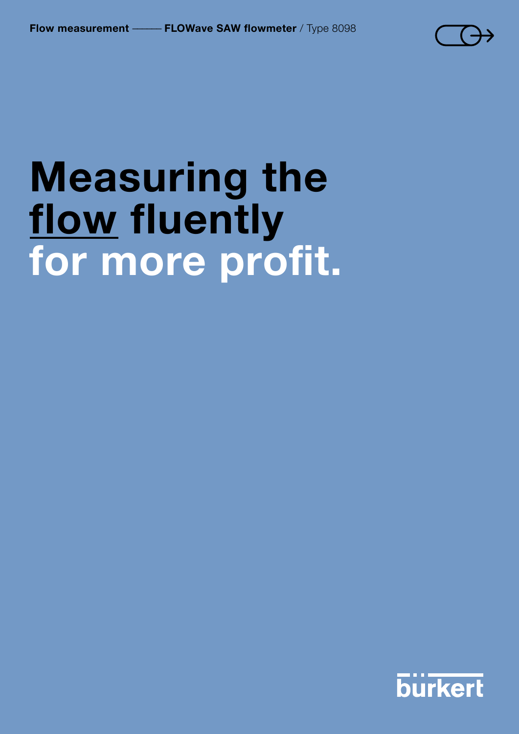**Flow measurement** —— **FLOWave SAW flowmeter** / Type 8098

# Measuring the flow fluently for more profit.

bürkert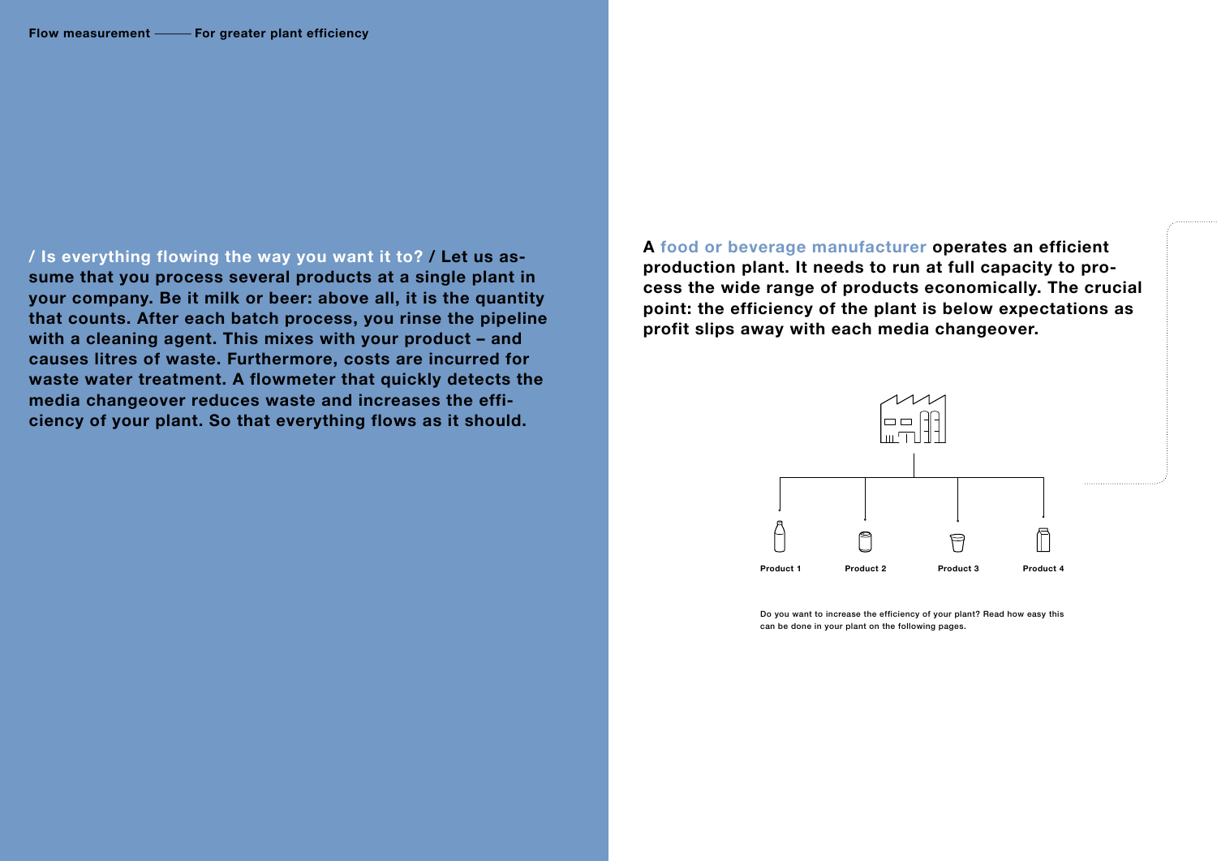**/ Is everything flowing the way you want it to? /** **Let us assume that you process several products at a single plant in your company. Be it milk or beer: above all, it is the quantity that counts. After each batch process, you rinse the pipeline with a cleaning agent. This mixes with your product – and causes litres of waste. Furthermore, costs are incurred for waste water treatment. A flowmeter that quickly detects the media changeover reduces waste and increases the efficiency of your plant. So that everything flows as it should.**

**A food or beverage manufacturer operates an efficient production plant. It needs to run at full capacity to process the wide range of products economically. The crucial point: the efficiency of the plant is below expectations as profit slips away with each media changeover.**

**Product 1** **Product 2** **Product 3** **Product 4**

Do you want to increase the efficiency of your plant? Read how easy this can be done in your plant on the following pages.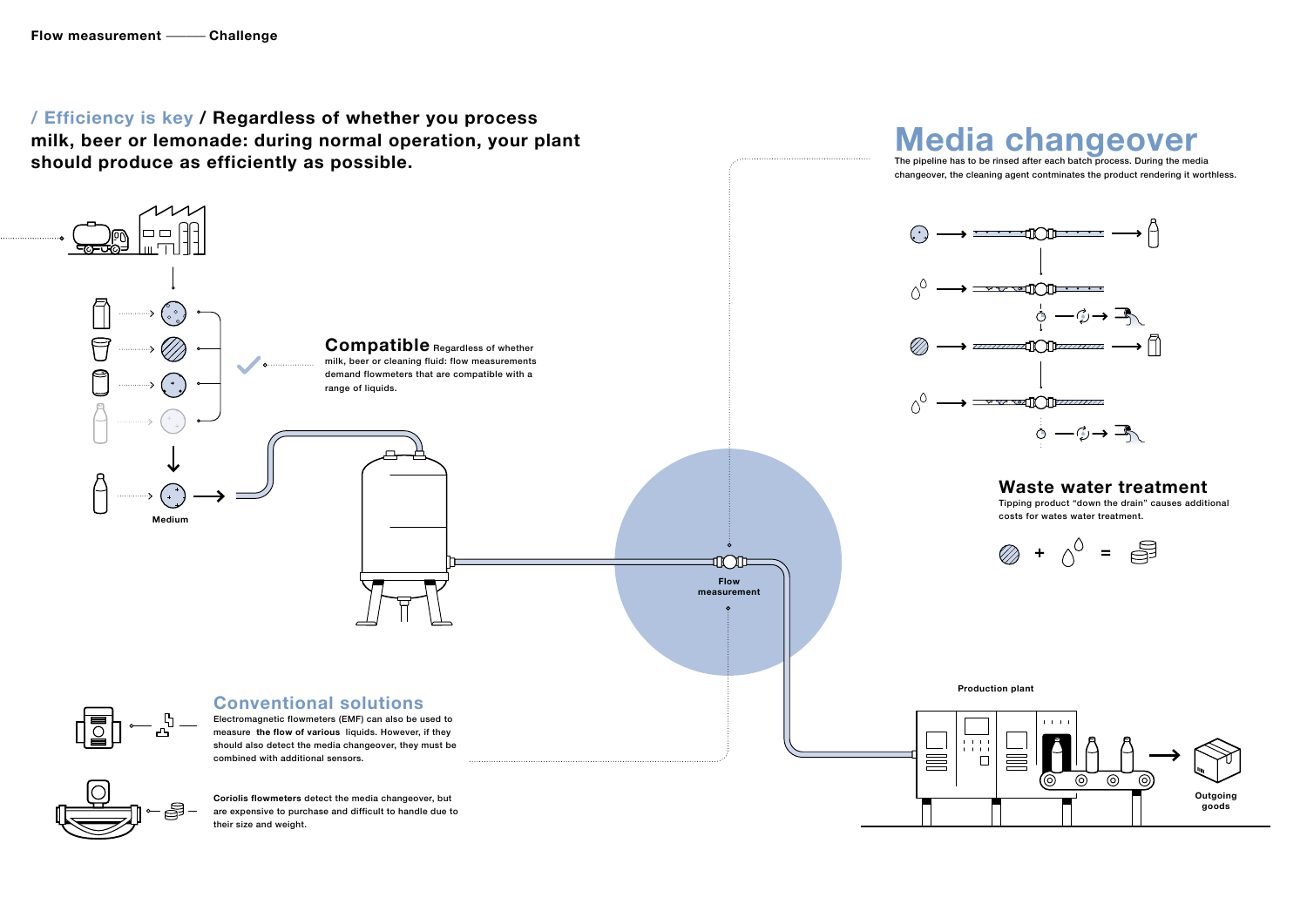Flow measurement ——— Challenge

**/ Efficiency is key / Regardless of whether you process milk, beer or lemonade: during normal operation, your plant should produce as efficiently as possible.**

## Compatible

Regardless of whether milk, beer or cleaning fluid: flow measurements demand flowmeters that are compatible with a range of liquids.

Medium

Flow measurement

## Conventional solutions

Electromagnetic flowmeters (EMF) can also be used to measure **the flow of various** liquids. However, if they should also detect the media changeover, they must be combined with additional sensors.

**Coriolis flowmeters** detect the media changeover, but are expensive to purchase and difficult to handle due to their size and weight.

# Media changeover

The pipeline has to be rinsed after each batch process. During the media changeover, the cleaning agent contminates the product rendering it worthless.

## Waste water treatment

Tipping product "down the drain" causes additional costs for wates water treatment.

Production plant

Outgoing goods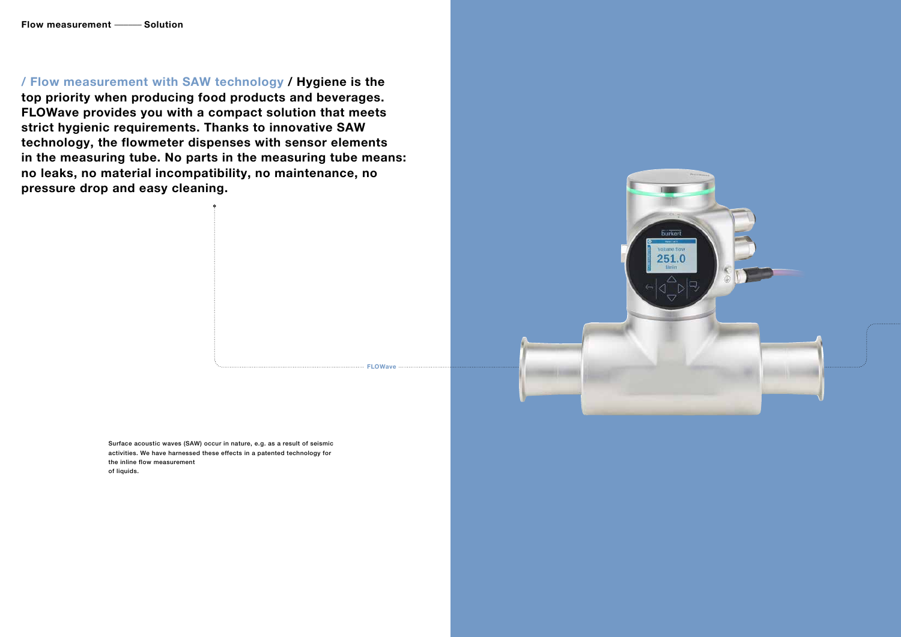Flow measurement — Solution

**/ Flow measurement with SAW technology / Hygiene is the top priority when producing food products and beverages. FLOWave provides you with a compact solution that meets strict hygienic requirements. Thanks to innovative SAW technology, the flowmeter dispenses with sensor elements in the measuring tube. No parts in the measuring tube means: no leaks, no material incompatibility, no maintenance, no pressure drop and easy cleaning.**

FLOWave

Surface acoustic waves (SAW) occur in nature, e.g. as a result of seismic activities. We have harnessed these effects in a patented technology for the inline flow measurement of liquids.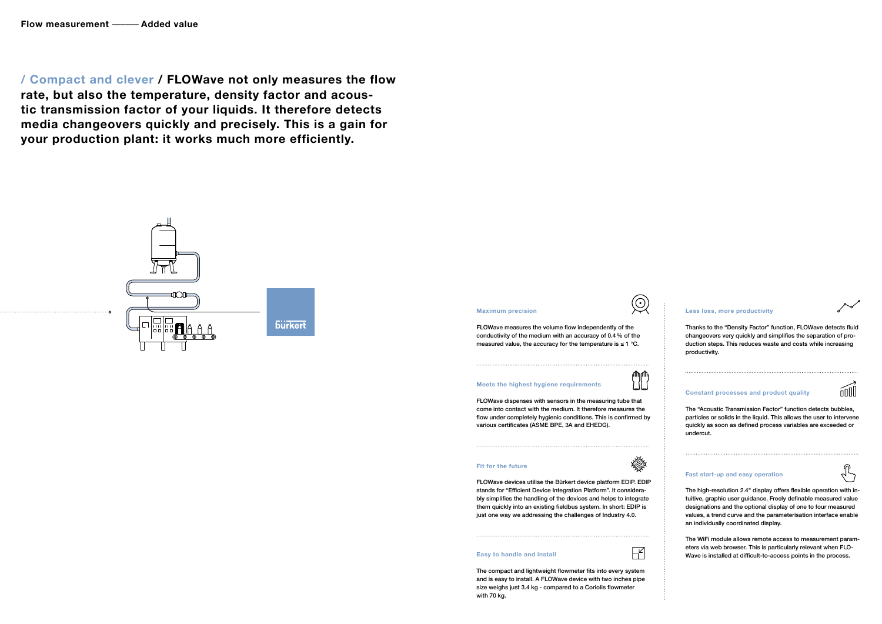**/ Compact and clever / FLOWave not only measures the flow rate, but also the temperature, density factor and acoustic transmission factor of your liquids. It therefore detects media changeovers quickly and precisely. This is a gain for your production plant: it works much more efficiently.**

### Maximum precision

FLOWave measures the volume flow independently of the conductivity of the medium with an accuracy of 0.4 % of the measured value, the accuracy for the temperature is ≤ 1 °C.

### Meets the highest hygiene requirements

FLOWave dispenses with sensors in the measuring tube that come into contact with the medium. It therefore measures the flow under completely hygienic conditions. This is confirmed by various certificates (ASME BPE, 3A and EHEDG).

### Fit for the future

FLOWave devices utilise the Bürkert device platform EDIP. EDIP stands for "Efficient Device Integration Platform". It considerably simplifies the handling of the devices and helps to integrate them quickly into an existing fieldbus system. In short: EDIP is just one way we addressing the challenges of Industry 4.0.

### Easy to handle and install

The compact and lightweight flowmeter fits into every system and is easy to install. A FLOWave device with two inches pipe size weighs just 3.4 kg - compared to a Coriolis flowmeter with 70 kg.

### Less loss, more productivity

Thanks to the "Density Factor" function, FLOWave detects fluid changeovers very quickly and simplifies the separation of production steps. This reduces waste and costs while increasing productivity.

### Constant processes and product quality

The "Acoustic Transmission Factor" function detects bubbles, particles or solids in the liquid. This allows the user to intervene quickly as soon as defined process variables are exceeded or undercut.

### Fast start-up and easy operation

The high-resolution 2.4" display offers flexible operation with intuitive, graphic user guidance. Freely definable measured value designations and the optional display of one to four measured values, a trend curve and the parameterisation interface enable an individually coordinated display.

The WiFi module allows remote access to measurement parameters via web browser. This is particularly relevant when FLOWave is installed at difficult-to-access points in the process.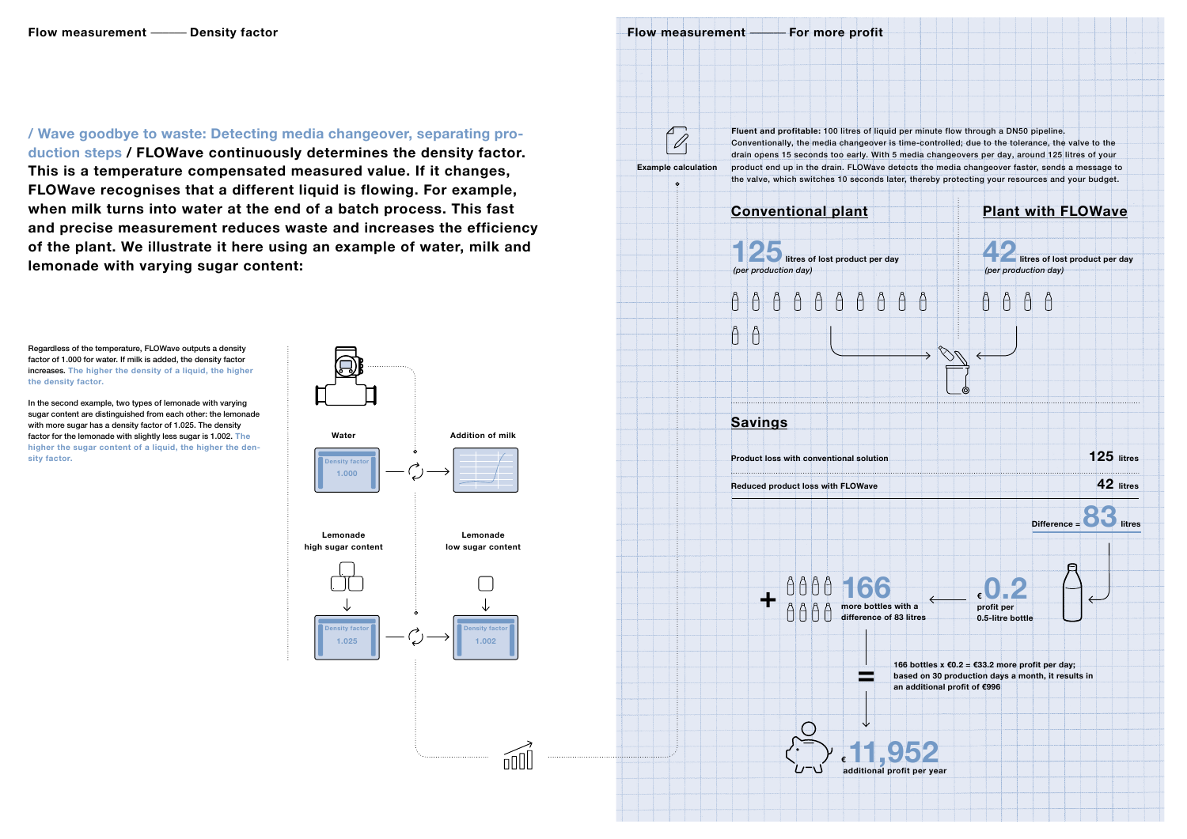## Flow measurement —— Density factor

**/ Wave goodbye to waste: Detecting media changeover, separating production steps / FLOWave continuously determines the density factor. This is a temperature compensated measured value. If it changes, FLOWave recognises that a different liquid is flowing. For example, when milk turns into water at the end of a batch process. This fast and precise measurement reduces waste and increases the efficiency of the plant. We illustrate it here using an example of water, milk and lemonade with varying sugar content:**

Regardless of the temperature, FLOWave outputs a density factor of 1.000 for water. If milk is added, the density factor increases. The higher the density of a liquid, the higher the density factor.

In the second example, two types of lemonade with varying sugar content are distinguished from each other: the lemonade with more sugar has a density factor of 1.025. The density factor for the lemonade with slightly less sugar is 1.002. The higher the sugar content of a liquid, the higher the density factor.

Water — Density factor 1.000

Addition of milk

Lemonade high sugar content — Density factor 1.025

Lemonade low sugar content — Density factor 1.002

## Flow measurement —— For more profit

Example calculation

**Fluent and profitable:** 100 litres of liquid per minute flow through a DN50 pipeline. Conventionally, the media changeover is time-controlled; due to the tolerance, the valve to the drain opens 15 seconds too early. With 5 media changeovers per day, around 125 litres of your product end up in the drain. FLOWave detects the media changeover faster, sends a message to the valve, which switches 10 seconds later, thereby protecting your resources and your budget.

### Conventional plant

**125** litres of lost product per day *(per production day)*

### Plant with FLOWave

**42** litres of lost product per day *(per production day)*

### Savings

| | |
|---|---|
| Product loss with conventional solution | 125 litres |
| Reduced product loss with FLOWave | 42 litres |
| Difference = | 83 litres |

+ **166** more bottles with a difference of 83 litres

€ **0.2** profit per 0.5-litre bottle

= 166 bottles x €0.2 = €33.2 more profit per day; based on 30 production days a month, it results in an additional profit of €996

€ **11,952** additional profit per year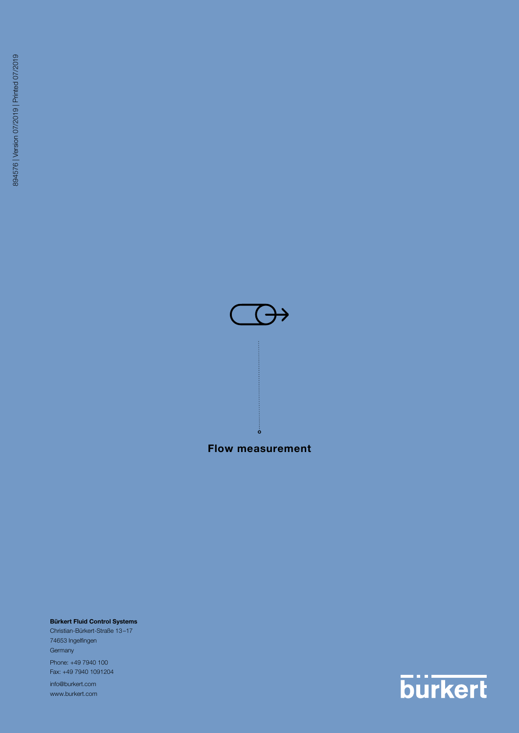894576 | Version 07/2019 | Printed 07/2019

**Flow measurement**

**Bürkert Fluid Control Systems**
Christian-Bürkert-Straße 13–17
74653 Ingelfingen
Germany

Phone: +49 7940 100
Fax: +49 7940 1091204

info@burkert.com
www.burkert.com

bürkert